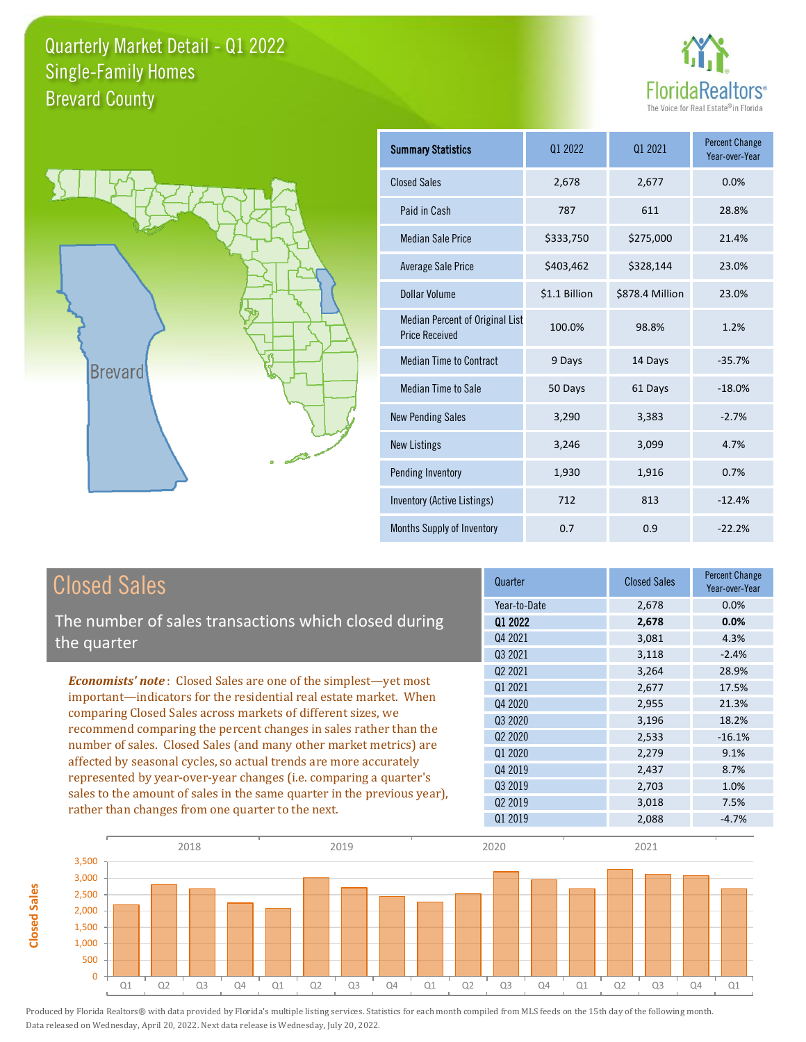# Quarterly Market Detail - Q1 2022
## Single-Family Homes
## Brevard County

FloridaRealtors®
The Voice for Real Estate® in Florida

| Summary Statistics | Q1 2022 | Q1 2021 | Percent Change Year-over-Year |
|---|---|---|---|
| Closed Sales | 2,678 | 2,677 | 0.0% |
| Paid in Cash | 787 | 611 | 28.8% |
| Median Sale Price | $333,750 | $275,000 | 21.4% |
| Average Sale Price | $403,462 | $328,144 | 23.0% |
| Dollar Volume | $1.1 Billion | $878.4 Million | 23.0% |
| Median Percent of Original List Price Received | 100.0% | 98.8% | 1.2% |
| Median Time to Contract | 9 Days | 14 Days | -35.7% |
| Median Time to Sale | 50 Days | 61 Days | -18.0% |
| New Pending Sales | 3,290 | 3,383 | -2.7% |
| New Listings | 3,246 | 3,099 | 4.7% |
| Pending Inventory | 1,930 | 1,916 | 0.7% |
| Inventory (Active Listings) | 712 | 813 | -12.4% |
| Months Supply of Inventory | 0.7 | 0.9 | -22.2% |

## Closed Sales

The number of sales transactions which closed during the quarter

*Economists' note*: Closed Sales are one of the simplest—yet most important—indicators for the residential real estate market. When comparing Closed Sales across markets of different sizes, we recommend comparing the percent changes in sales rather than the number of sales. Closed Sales (and many other market metrics) are affected by seasonal cycles, so actual trends are more accurately represented by year-over-year changes (i.e. comparing a quarter's sales to the amount of sales in the same quarter in the previous year), rather than changes from one quarter to the next.

| Quarter | Closed Sales | Percent Change Year-over-Year |
|---|---|---|
| Year-to-Date | 2,678 | 0.0% |
| **Q1 2022** | **2,678** | **0.0%** |
| Q4 2021 | 3,081 | 4.3% |
| Q3 2021 | 3,118 | -2.4% |
| Q2 2021 | 3,264 | 28.9% |
| Q1 2021 | 2,677 | 17.5% |
| Q4 2020 | 2,955 | 21.3% |
| Q3 2020 | 3,196 | 18.2% |
| Q2 2020 | 2,533 | -16.1% |
| Q1 2020 | 2,279 | 9.1% |
| Q4 2019 | 2,437 | 8.7% |
| Q3 2019 | 2,703 | 1.0% |
| Q2 2019 | 3,018 | 7.5% |
| Q1 2019 | 2,088 | -4.7% |

Produced by Florida Realtors® with data provided by Florida's multiple listing services. Statistics for each month compiled from MLS feeds on the 15th day of the following month. Data released on Wednesday, April 20, 2022. Next data release is Wednesday, July 20, 2022.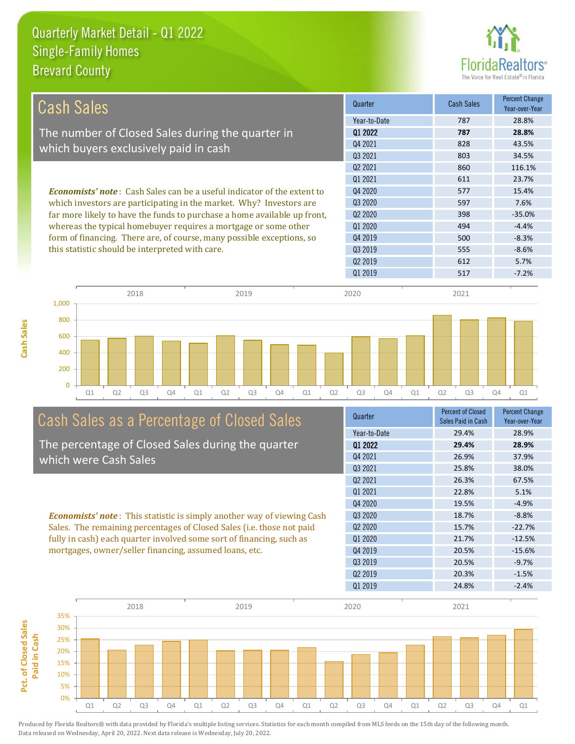# Quarterly Market Detail - Q1 2022
## Single-Family Homes
## Brevard County

## Cash Sales

The number of Closed Sales during the quarter in which buyers exclusively paid in cash

***Economists' note***: Cash Sales can be a useful indicator of the extent to which investors are participating in the market. Why? Investors are far more likely to have the funds to purchase a home available up front, whereas the typical homebuyer requires a mortgage or some other form of financing. There are, of course, many possible exceptions, so this statistic should be interpreted with care.

| Quarter | Cash Sales | Percent Change Year-over-Year |
|---|---|---|
| Year-to-Date | 787 | 28.8% |
| **Q1 2022** | **787** | **28.8%** |
| Q4 2021 | 828 | 43.5% |
| Q3 2021 | 803 | 34.5% |
| Q2 2021 | 860 | 116.1% |
| Q1 2021 | 611 | 23.7% |
| Q4 2020 | 577 | 15.4% |
| Q3 2020 | 597 | 7.6% |
| Q2 2020 | 398 | -35.0% |
| Q1 2020 | 494 | -4.4% |
| Q4 2019 | 500 | -8.3% |
| Q3 2019 | 555 | -8.6% |
| Q2 2019 | 612 | 5.7% |
| Q1 2019 | 517 | -7.2% |

## Cash Sales as a Percentage of Closed Sales

The percentage of Closed Sales during the quarter which were Cash Sales

***Economists' note***: This statistic is simply another way of viewing Cash Sales. The remaining percentages of Closed Sales (i.e. those not paid fully in cash) each quarter involved some sort of financing, such as mortgages, owner/seller financing, assumed loans, etc.

| Quarter | Percent of Closed Sales Paid in Cash | Percent Change Year-over-Year |
|---|---|---|
| Year-to-Date | 29.4% | 28.9% |
| **Q1 2022** | **29.4%** | **28.9%** |
| Q4 2021 | 26.9% | 37.9% |
| Q3 2021 | 25.8% | 38.0% |
| Q2 2021 | 26.3% | 67.5% |
| Q1 2021 | 22.8% | 5.1% |
| Q4 2020 | 19.5% | -4.9% |
| Q3 2020 | 18.7% | -8.8% |
| Q2 2020 | 15.7% | -22.7% |
| Q1 2020 | 21.7% | -12.5% |
| Q4 2019 | 20.5% | -15.6% |
| Q3 2019 | 20.5% | -9.7% |
| Q2 2019 | 20.3% | -1.5% |
| Q1 2019 | 24.8% | -2.4% |

Produced by Florida Realtors® with data provided by Florida's multiple listing services. Statistics for each month compiled from MLS feeds on the 15th day of the following month. Data released on Wednesday, April 20, 2022. Next data release is Wednesday, July 20, 2022.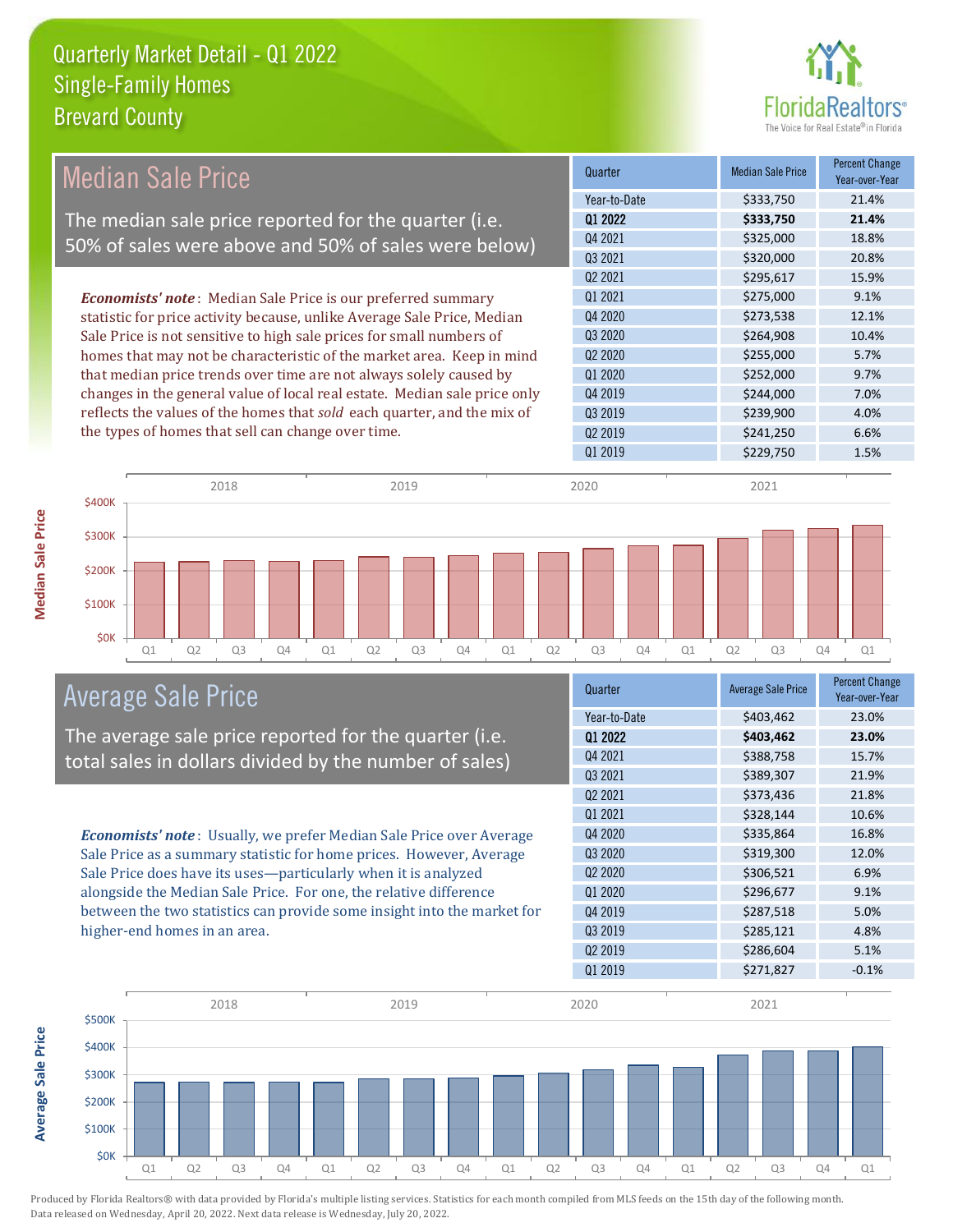# Quarterly Market Detail - Q1 2022
## Single-Family Homes
## Brevard County

## Median Sale Price

The median sale price reported for the quarter (i.e. 50% of sales were above and 50% of sales were below)

***Economists' note***: Median Sale Price is our preferred summary statistic for price activity because, unlike Average Sale Price, Median Sale Price is not sensitive to high sale prices for small numbers of homes that may not be characteristic of the market area. Keep in mind that median price trends over time are not always solely caused by changes in the general value of local real estate. Median sale price only reflects the values of the homes that *sold* each quarter, and the mix of the types of homes that sell can change over time.

| Quarter | Median Sale Price | Percent Change Year-over-Year |
|---|---|---|
| Year-to-Date | $333,750 | 21.4% |
| **Q1 2022** | **$333,750** | **21.4%** |
| Q4 2021 | $325,000 | 18.8% |
| Q3 2021 | $320,000 | 20.8% |
| Q2 2021 | $295,617 | 15.9% |
| Q1 2021 | $275,000 | 9.1% |
| Q4 2020 | $273,538 | 12.1% |
| Q3 2020 | $264,908 | 10.4% |
| Q2 2020 | $255,000 | 5.7% |
| Q1 2020 | $252,000 | 9.7% |
| Q4 2019 | $244,000 | 7.0% |
| Q3 2019 | $239,900 | 4.0% |
| Q2 2019 | $241,250 | 6.6% |
| Q1 2019 | $229,750 | 1.5% |

## Average Sale Price

The average sale price reported for the quarter (i.e. total sales in dollars divided by the number of sales)

***Economists' note***: Usually, we prefer Median Sale Price over Average Sale Price as a summary statistic for home prices. However, Average Sale Price does have its uses—particularly when it is analyzed alongside the Median Sale Price. For one, the relative difference between the two statistics can provide some insight into the market for higher-end homes in an area.

| Quarter | Average Sale Price | Percent Change Year-over-Year |
|---|---|---|
| Year-to-Date | $403,462 | 23.0% |
| **Q1 2022** | **$403,462** | **23.0%** |
| Q4 2021 | $388,758 | 15.7% |
| Q3 2021 | $389,307 | 21.9% |
| Q2 2021 | $373,436 | 21.8% |
| Q1 2021 | $328,144 | 10.6% |
| Q4 2020 | $335,864 | 16.8% |
| Q3 2020 | $319,300 | 12.0% |
| Q2 2020 | $306,521 | 6.9% |
| Q1 2020 | $296,677 | 9.1% |
| Q4 2019 | $287,518 | 5.0% |
| Q3 2019 | $285,121 | 4.8% |
| Q2 2019 | $286,604 | 5.1% |
| Q1 2019 | $271,827 | -0.1% |

Produced by Florida Realtors® with data provided by Florida's multiple listing services. Statistics for each month compiled from MLS feeds on the 15th day of the following month. Data released on Wednesday, April 20, 2022. Next data release is Wednesday, July 20, 2022.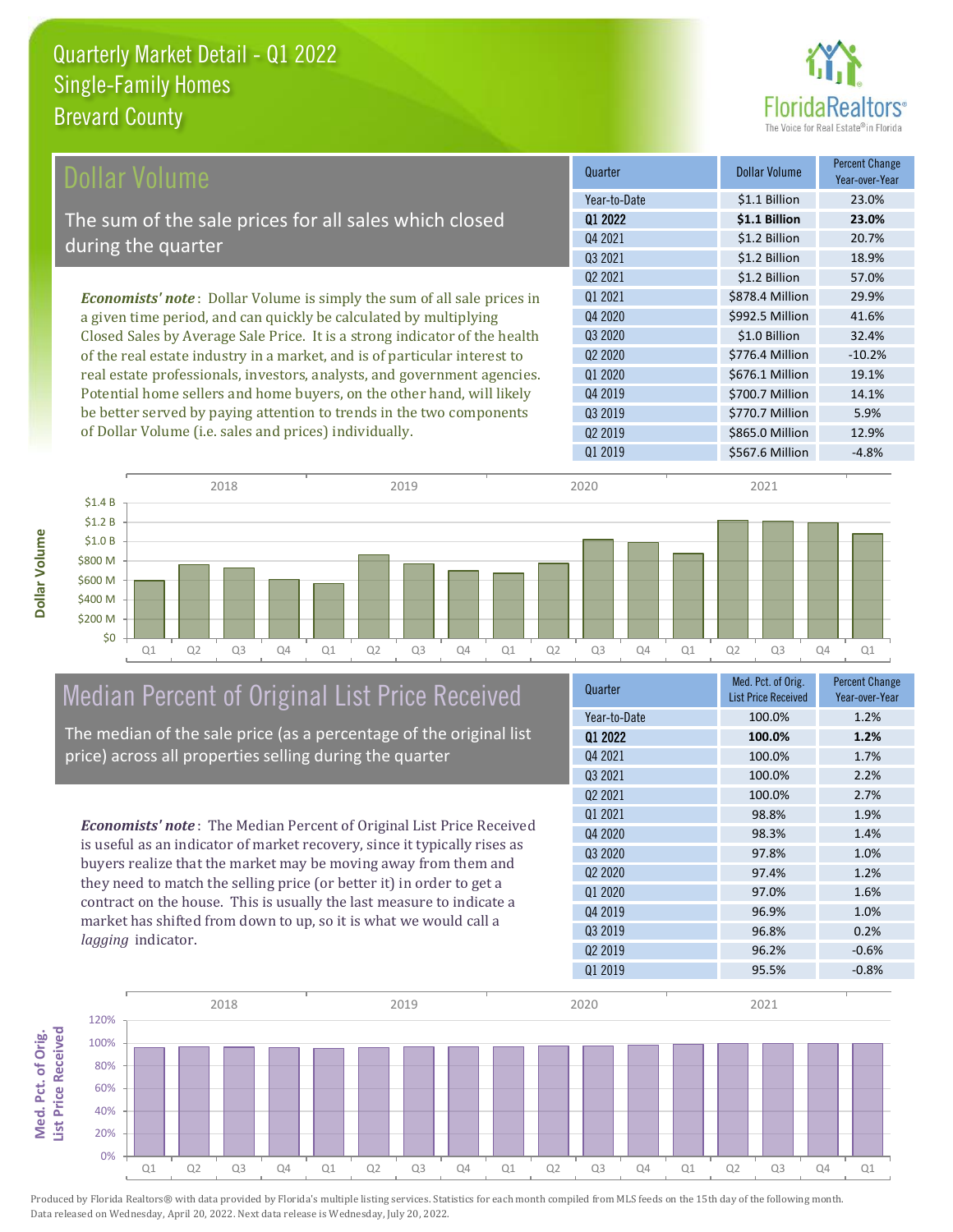# Quarterly Market Detail - Q1 2022
## Single-Family Homes
## Brevard County

## Dollar Volume

The sum of the sale prices for all sales which closed during the quarter

*Economists' note*: Dollar Volume is simply the sum of all sale prices in a given time period, and can quickly be calculated by multiplying Closed Sales by Average Sale Price. It is a strong indicator of the health of the real estate industry in a market, and is of particular interest to real estate professionals, investors, analysts, and government agencies. Potential home sellers and home buyers, on the other hand, will likely be better served by paying attention to trends in the two components of Dollar Volume (i.e. sales and prices) individually.

| Quarter | Dollar Volume | Percent Change Year-over-Year |
|---|---|---|
| Year-to-Date | $1.1 Billion | 23.0% |
| **Q1 2022** | **$1.1 Billion** | **23.0%** |
| Q4 2021 | $1.2 Billion | 20.7% |
| Q3 2021 | $1.2 Billion | 18.9% |
| Q2 2021 | $1.2 Billion | 57.0% |
| Q1 2021 | $878.4 Million | 29.9% |
| Q4 2020 | $992.5 Million | 41.6% |
| Q3 2020 | $1.0 Billion | 32.4% |
| Q2 2020 | $776.4 Million | -10.2% |
| Q1 2020 | $676.1 Million | 19.1% |
| Q4 2019 | $700.7 Million | 14.1% |
| Q3 2019 | $770.7 Million | 5.9% |
| Q2 2019 | $865.0 Million | 12.9% |
| Q1 2019 | $567.6 Million | -4.8% |

## Median Percent of Original List Price Received

The median of the sale price (as a percentage of the original list price) across all properties selling during the quarter

*Economists' note*: The Median Percent of Original List Price Received is useful as an indicator of market recovery, since it typically rises as buyers realize that the market may be moving away from them and they need to match the selling price (or better it) in order to get a contract on the house. This is usually the last measure to indicate a market has shifted from down to up, so it is what we would call a *lagging* indicator.

| Quarter | Med. Pct. of Orig. List Price Received | Percent Change Year-over-Year |
|---|---|---|
| Year-to-Date | 100.0% | 1.2% |
| **Q1 2022** | **100.0%** | **1.2%** |
| Q4 2021 | 100.0% | 1.7% |
| Q3 2021 | 100.0% | 2.2% |
| Q2 2021 | 100.0% | 2.7% |
| Q1 2021 | 98.8% | 1.9% |
| Q4 2020 | 98.3% | 1.4% |
| Q3 2020 | 97.8% | 1.0% |
| Q2 2020 | 97.4% | 1.2% |
| Q1 2020 | 97.0% | 1.6% |
| Q4 2019 | 96.9% | 1.0% |
| Q3 2019 | 96.8% | 0.2% |
| Q2 2019 | 96.2% | -0.6% |
| Q1 2019 | 95.5% | -0.8% |

Produced by Florida Realtors® with data provided by Florida's multiple listing services. Statistics for each month compiled from MLS feeds on the 15th day of the following month. Data released on Wednesday, April 20, 2022. Next data release is Wednesday, July 20, 2022.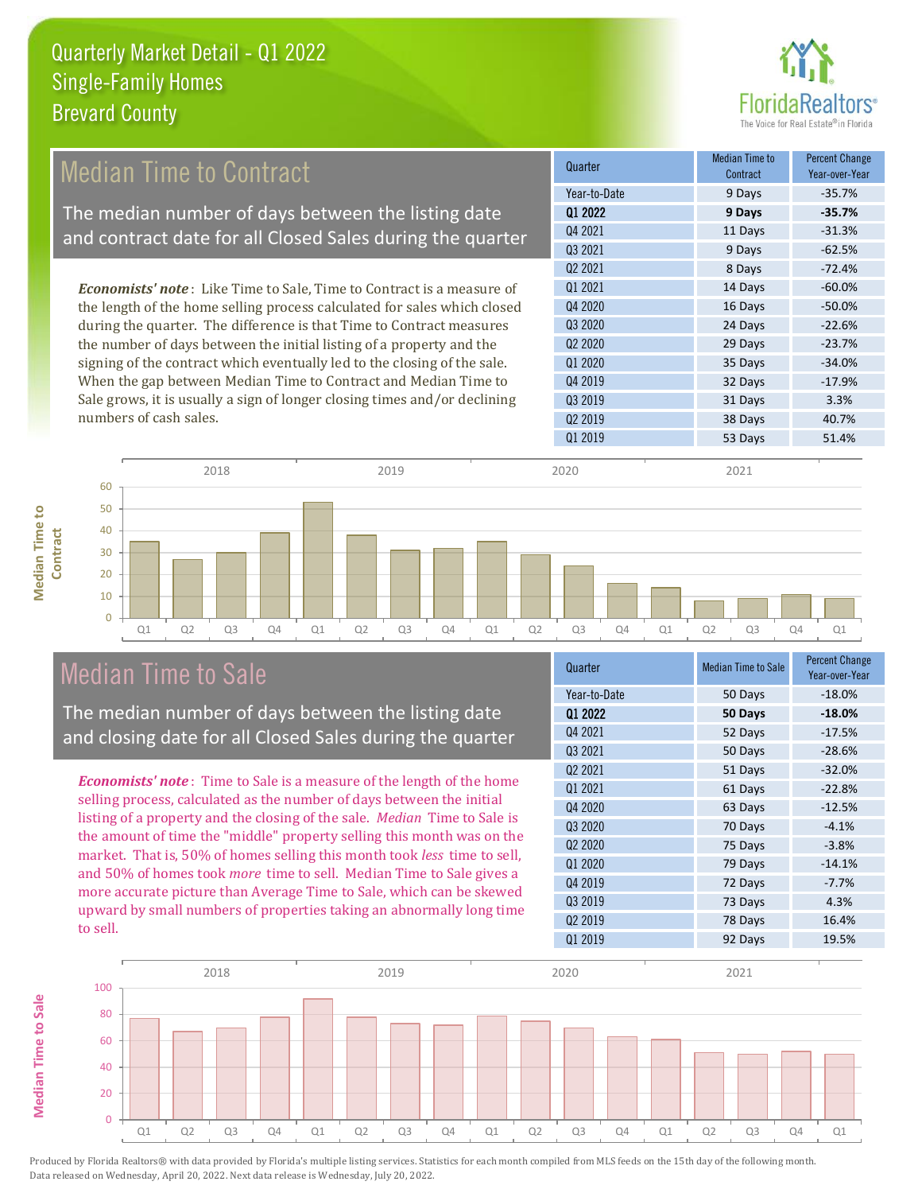# Quarterly Market Detail - Q1 2022
## Single-Family Homes
## Brevard County

## Median Time to Contract

The median number of days between the listing date and contract date for all Closed Sales during the quarter

***Economists' note***: Like Time to Sale, Time to Contract is a measure of the length of the home selling process calculated for sales which closed during the quarter. The difference is that Time to Contract measures the number of days between the initial listing of a property and the signing of the contract which eventually led to the closing of the sale. When the gap between Median Time to Contract and Median Time to Sale grows, it is usually a sign of longer closing times and/or declining numbers of cash sales.

| Quarter | Median Time to Contract | Percent Change Year-over-Year |
|---|---|---|
| Year-to-Date | 9 Days | -35.7% |
| **Q1 2022** | **9 Days** | **-35.7%** |
| Q4 2021 | 11 Days | -31.3% |
| Q3 2021 | 9 Days | -62.5% |
| Q2 2021 | 8 Days | -72.4% |
| Q1 2021 | 14 Days | -60.0% |
| Q4 2020 | 16 Days | -50.0% |
| Q3 2020 | 24 Days | -22.6% |
| Q2 2020 | 29 Days | -23.7% |
| Q1 2020 | 35 Days | -34.0% |
| Q4 2019 | 32 Days | -17.9% |
| Q3 2019 | 31 Days | 3.3% |
| Q2 2019 | 38 Days | 40.7% |
| Q1 2019 | 53 Days | 51.4% |

## Median Time to Sale

The median number of days between the listing date and closing date for all Closed Sales during the quarter

***Economists' note***: Time to Sale is a measure of the length of the home selling process, calculated as the number of days between the initial listing of a property and the closing of the sale. *Median* Time to Sale is the amount of time the "middle" property selling this month was on the market. That is, 50% of homes selling this month took *less* time to sell, and 50% of homes took *more* time to sell. Median Time to Sale gives a more accurate picture than Average Time to Sale, which can be skewed upward by small numbers of properties taking an abnormally long time to sell.

| Quarter | Median Time to Sale | Percent Change Year-over-Year |
|---|---|---|
| Year-to-Date | 50 Days | -18.0% |
| **Q1 2022** | **50 Days** | **-18.0%** |
| Q4 2021 | 52 Days | -17.5% |
| Q3 2021 | 50 Days | -28.6% |
| Q2 2021 | 51 Days | -32.0% |
| Q1 2021 | 61 Days | -22.8% |
| Q4 2020 | 63 Days | -12.5% |
| Q3 2020 | 70 Days | -4.1% |
| Q2 2020 | 75 Days | -3.8% |
| Q1 2020 | 79 Days | -14.1% |
| Q4 2019 | 72 Days | -7.7% |
| Q3 2019 | 73 Days | 4.3% |
| Q2 2019 | 78 Days | 16.4% |
| Q1 2019 | 92 Days | 19.5% |

Produced by Florida Realtors® with data provided by Florida's multiple listing services. Statistics for each month compiled from MLS feeds on the 15th day of the following month. Data released on Wednesday, April 20, 2022. Next data release is Wednesday, July 20, 2022.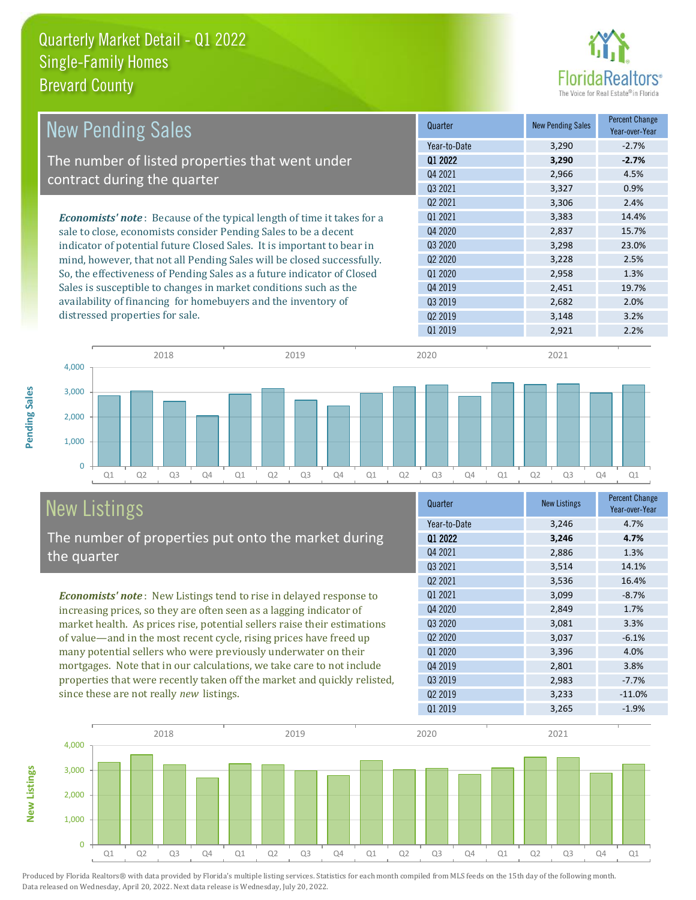# Quarterly Market Detail - Q1 2022
## Single-Family Homes
## Brevard County

## New Pending Sales

The number of listed properties that went under contract during the quarter

***Economists' note***: Because of the typical length of time it takes for a sale to close, economists consider Pending Sales to be a decent indicator of potential future Closed Sales. It is important to bear in mind, however, that not all Pending Sales will be closed successfully. So, the effectiveness of Pending Sales as a future indicator of Closed Sales is susceptible to changes in market conditions such as the availability of financing for homebuyers and the inventory of distressed properties for sale.

| Quarter | New Pending Sales | Percent Change Year-over-Year |
|---|---|---|
| Year-to-Date | 3,290 | -2.7% |
| **Q1 2022** | **3,290** | **-2.7%** |
| Q4 2021 | 2,966 | 4.5% |
| Q3 2021 | 3,327 | 0.9% |
| Q2 2021 | 3,306 | 2.4% |
| Q1 2021 | 3,383 | 14.4% |
| Q4 2020 | 2,837 | 15.7% |
| Q3 2020 | 3,298 | 23.0% |
| Q2 2020 | 3,228 | 2.5% |
| Q1 2020 | 2,958 | 1.3% |
| Q4 2019 | 2,451 | 19.7% |
| Q3 2019 | 2,682 | 2.0% |
| Q2 2019 | 3,148 | 3.2% |
| Q1 2019 | 2,921 | 2.2% |

## New Listings

The number of properties put onto the market during the quarter

***Economists' note***: New Listings tend to rise in delayed response to increasing prices, so they are often seen as a lagging indicator of market health. As prices rise, potential sellers raise their estimations of value—and in the most recent cycle, rising prices have freed up many potential sellers who were previously underwater on their mortgages. Note that in our calculations, we take care to not include properties that were recently taken off the market and quickly relisted, since these are not really *new* listings.

| Quarter | New Listings | Percent Change Year-over-Year |
|---|---|---|
| Year-to-Date | 3,246 | 4.7% |
| **Q1 2022** | **3,246** | **4.7%** |
| Q4 2021 | 2,886 | 1.3% |
| Q3 2021 | 3,514 | 14.1% |
| Q2 2021 | 3,536 | 16.4% |
| Q1 2021 | 3,099 | -8.7% |
| Q4 2020 | 2,849 | 1.7% |
| Q3 2020 | 3,081 | 3.3% |
| Q2 2020 | 3,037 | -6.1% |
| Q1 2020 | 3,396 | 4.0% |
| Q4 2019 | 2,801 | 3.8% |
| Q3 2019 | 2,983 | -7.7% |
| Q2 2019 | 3,233 | -11.0% |
| Q1 2019 | 3,265 | -1.9% |

Produced by Florida Realtors® with data provided by Florida's multiple listing services. Statistics for each month compiled from MLS feeds on the 15th day of the following month. Data released on Wednesday, April 20, 2022. Next data release is Wednesday, July 20, 2022.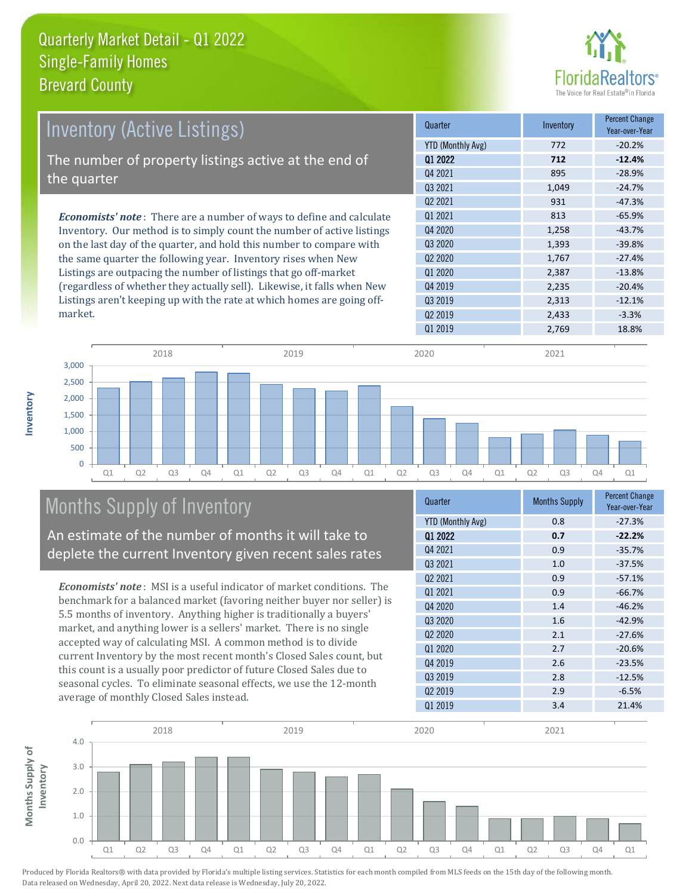# Quarterly Market Detail - Q1 2022
## Single-Family Homes
## Brevard County

## Inventory (Active Listings)

The number of property listings active at the end of the quarter

***Economists' note***: There are a number of ways to define and calculate Inventory. Our method is to simply count the number of active listings on the last day of the quarter, and hold this number to compare with the same quarter the following year. Inventory rises when New Listings are outpacing the number of listings that go off-market (regardless of whether they actually sell). Likewise, it falls when New Listings aren't keeping up with the rate at which homes are going off-market.

| Quarter | Inventory | Percent Change Year-over-Year |
|---|---|---|
| YTD (Monthly Avg) | 772 | -20.2% |
| **Q1 2022** | **712** | **-12.4%** |
| Q4 2021 | 895 | -28.9% |
| Q3 2021 | 1,049 | -24.7% |
| Q2 2021 | 931 | -47.3% |
| Q1 2021 | 813 | -65.9% |
| Q4 2020 | 1,258 | -43.7% |
| Q3 2020 | 1,393 | -39.8% |
| Q2 2020 | 1,767 | -27.4% |
| Q1 2020 | 2,387 | -13.8% |
| Q4 2019 | 2,235 | -20.4% |
| Q3 2019 | 2,313 | -12.1% |
| Q2 2019 | 2,433 | -3.3% |
| Q1 2019 | 2,769 | 18.8% |

## Months Supply of Inventory

An estimate of the number of months it will take to deplete the current Inventory given recent sales rates

***Economists' note***: MSI is a useful indicator of market conditions. The benchmark for a balanced market (favoring neither buyer nor seller) is 5.5 months of inventory. Anything higher is traditionally a buyers' market, and anything lower is a sellers' market. There is no single accepted way of calculating MSI. A common method is to divide current Inventory by the most recent month's Closed Sales count, but this count is a usually poor predictor of future Closed Sales due to seasonal cycles. To eliminate seasonal effects, we use the 12-month average of monthly Closed Sales instead.

| Quarter | Months Supply | Percent Change Year-over-Year |
|---|---|---|
| YTD (Monthly Avg) | 0.8 | -27.3% |
| **Q1 2022** | **0.7** | **-22.2%** |
| Q4 2021 | 0.9 | -35.7% |
| Q3 2021 | 1.0 | -37.5% |
| Q2 2021 | 0.9 | -57.1% |
| Q1 2021 | 0.9 | -66.7% |
| Q4 2020 | 1.4 | -46.2% |
| Q3 2020 | 1.6 | -42.9% |
| Q2 2020 | 2.1 | -27.6% |
| Q1 2020 | 2.7 | -20.6% |
| Q4 2019 | 2.6 | -23.5% |
| Q3 2019 | 2.8 | -12.5% |
| Q2 2019 | 2.9 | -6.5% |
| Q1 2019 | 3.4 | 21.4% |

Produced by Florida Realtors® with data provided by Florida's multiple listing services. Statistics for each month compiled from MLS feeds on the 15th day of the following month. Data released on Wednesday, April 20, 2022. Next data release is Wednesday, July 20, 2022.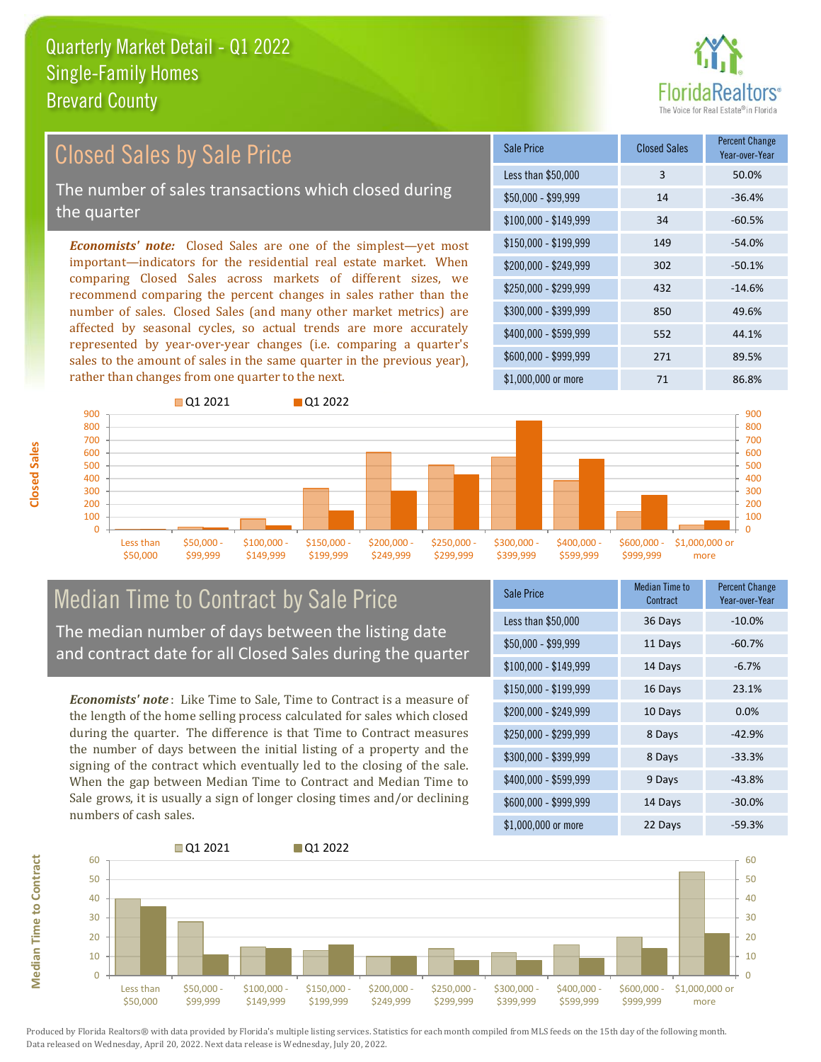# Quarterly Market Detail - Q1 2022
## Single-Family Homes
## Brevard County

## Closed Sales by Sale Price

The number of sales transactions which closed during the quarter

*Economists' note*: Closed Sales are one of the simplest—yet most important—indicators for the residential real estate market. When comparing Closed Sales across markets of different sizes, we recommend comparing the percent changes in sales rather than the number of sales. Closed Sales (and many other market metrics) are affected by seasonal cycles, so actual trends are more accurately represented by year-over-year changes (i.e. comparing a quarter's sales to the amount of sales in the same quarter in the previous year), rather than changes from one quarter to the next.

| Sale Price | Closed Sales | Percent Change Year-over-Year |
|---|---|---|
| Less than $50,000 | 3 | 50.0% |
| $50,000 - $99,999 | 14 | -36.4% |
| $100,000 - $149,999 | 34 | -60.5% |
| $150,000 - $199,999 | 149 | -54.0% |
| $200,000 - $249,999 | 302 | -50.1% |
| $250,000 - $299,999 | 432 | -14.6% |
| $300,000 - $399,999 | 850 | 49.6% |
| $400,000 - $599,999 | 552 | 44.1% |
| $600,000 - $999,999 | 271 | 89.5% |
| $1,000,000 or more | 71 | 86.8% |

## Median Time to Contract by Sale Price

The median number of days between the listing date and contract date for all Closed Sales during the quarter

*Economists' note*: Like Time to Sale, Time to Contract is a measure of the length of the home selling process calculated for sales which closed during the quarter. The difference is that Time to Contract measures the number of days between the initial listing of a property and the signing of the contract which eventually led to the closing of the sale. When the gap between Median Time to Contract and Median Time to Sale grows, it is usually a sign of longer closing times and/or declining numbers of cash sales.

| Sale Price | Median Time to Contract | Percent Change Year-over-Year |
|---|---|---|
| Less than $50,000 | 36 Days | -10.0% |
| $50,000 - $99,999 | 11 Days | -60.7% |
| $100,000 - $149,999 | 14 Days | -6.7% |
| $150,000 - $199,999 | 16 Days | 23.1% |
| $200,000 - $249,999 | 10 Days | 0.0% |
| $250,000 - $299,999 | 8 Days | -42.9% |
| $300,000 - $399,999 | 8 Days | -33.3% |
| $400,000 - $599,999 | 9 Days | -43.8% |
| $600,000 - $999,999 | 14 Days | -30.0% |
| $1,000,000 or more | 22 Days | -59.3% |

Produced by Florida Realtors® with data provided by Florida's multiple listing services. Statistics for each month compiled from MLS feeds on the 15th day of the following month. Data released on Wednesday, April 20, 2022. Next data release is Wednesday, July 20, 2022.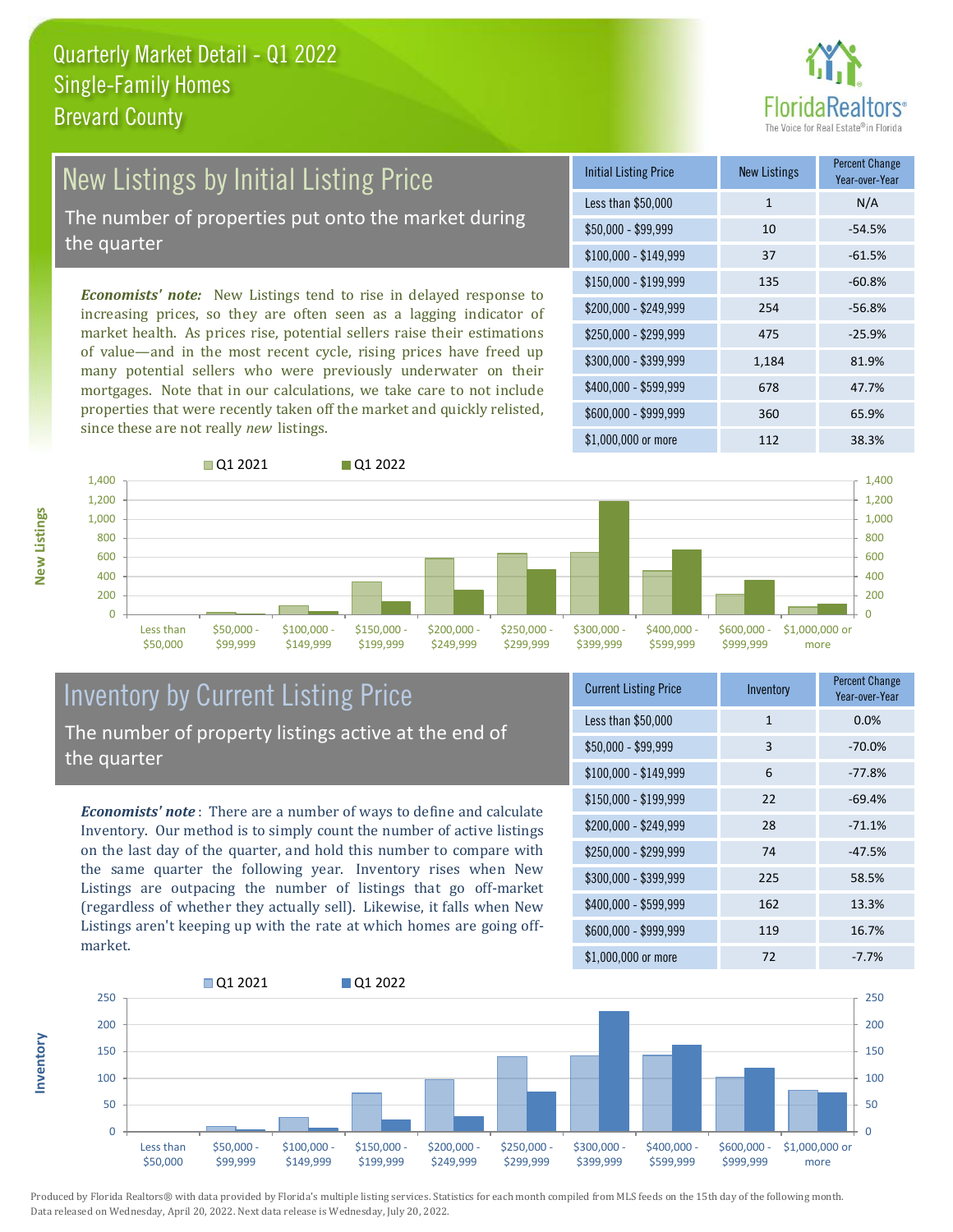# Quarterly Market Detail - Q1 2022
## Single-Family Homes
## Brevard County

## New Listings by Initial Listing Price

The number of properties put onto the market during the quarter

*Economists' note:* New Listings tend to rise in delayed response to increasing prices, so they are often seen as a lagging indicator of market health. As prices rise, potential sellers raise their estimations of value—and in the most recent cycle, rising prices have freed up many potential sellers who were previously underwater on their mortgages. Note that in our calculations, we take care to not include properties that were recently taken off the market and quickly relisted, since these are not really *new* listings.

| Initial Listing Price | New Listings | Percent Change Year-over-Year |
|---|---|---|
| Less than $50,000 | 1 | N/A |
| $50,000 - $99,999 | 10 | -54.5% |
| $100,000 - $149,999 | 37 | -61.5% |
| $150,000 - $199,999 | 135 | -60.8% |
| $200,000 - $249,999 | 254 | -56.8% |
| $250,000 - $299,999 | 475 | -25.9% |
| $300,000 - $399,999 | 1,184 | 81.9% |
| $400,000 - $599,999 | 678 | 47.7% |
| $600,000 - $999,999 | 360 | 65.9% |
| $1,000,000 or more | 112 | 38.3% |

## Inventory by Current Listing Price

The number of property listings active at the end of the quarter

*Economists' note*: There are a number of ways to define and calculate Inventory. Our method is to simply count the number of active listings on the last day of the quarter, and hold this number to compare with the same quarter the following year. Inventory rises when New Listings are outpacing the number of listings that go off-market (regardless of whether they actually sell). Likewise, it falls when New Listings aren't keeping up with the rate at which homes are going off-market.

| Current Listing Price | Inventory | Percent Change Year-over-Year |
|---|---|---|
| Less than $50,000 | 1 | 0.0% |
| $50,000 - $99,999 | 3 | -70.0% |
| $100,000 - $149,999 | 6 | -77.8% |
| $150,000 - $199,999 | 22 | -69.4% |
| $200,000 - $249,999 | 28 | -71.1% |
| $250,000 - $299,999 | 74 | -47.5% |
| $300,000 - $399,999 | 225 | 58.5% |
| $400,000 - $599,999 | 162 | 13.3% |
| $600,000 - $999,999 | 119 | 16.7% |
| $1,000,000 or more | 72 | -7.7% |

Produced by Florida Realtors® with data provided by Florida's multiple listing services. Statistics for each month compiled from MLS feeds on the 15th day of the following month. Data released on Wednesday, April 20, 2022. Next data release is Wednesday, July 20, 2022.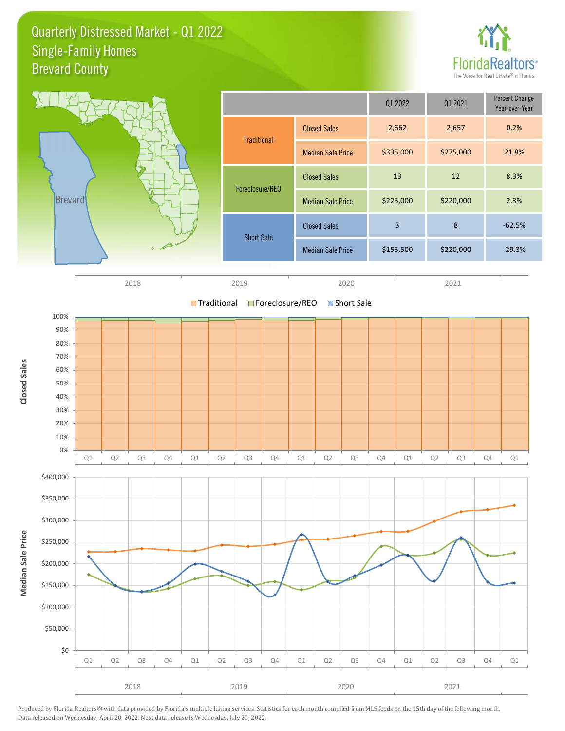# Quarterly Distressed Market - Q1 2022
## Single-Family Homes
## Brevard County

FloridaRealtors®
The Voice for Real Estate® in Florida

Brevard

| | | Q1 2022 | Q1 2021 | Percent Change Year-over-Year |
|---|---|---|---|---|
| Traditional | Closed Sales | 2,662 | 2,657 | 0.2% |
| | Median Sale Price | $335,000 | $275,000 | 21.8% |
| Foreclosure/REO | Closed Sales | 13 | 12 | 8.3% |
| | Median Sale Price | $225,000 | $220,000 | 2.3% |
| Short Sale | Closed Sales | 3 | 8 | -62.5% |
| | Median Sale Price | $155,500 | $220,000 | -29.3% |

2018 2019 2020 2021

Traditional Foreclosure/REO Short Sale

Closed Sales

100% 90% 80% 70% 60% 50% 40% 30% 20% 10% 0%

Q1 Q2 Q3 Q4 Q1 Q2 Q3 Q4 Q1 Q2 Q3 Q4 Q1 Q2 Q3 Q4 Q1

Median Sale Price

$400,000 $350,000 $300,000 $250,000 $200,000 $150,000 $100,000 $50,000 $0

Q1 Q2 Q3 Q4 Q1 Q2 Q3 Q4 Q1 Q2 Q3 Q4 Q1 Q2 Q3 Q4 Q1

2018 2019 2020 2021

Produced by Florida Realtors® with data provided by Florida's multiple listing services. Statistics for each month compiled from MLS feeds on the 15th day of the following month.
Data released on Wednesday, April 20, 2022. Next data release is Wednesday, July 20, 2022.